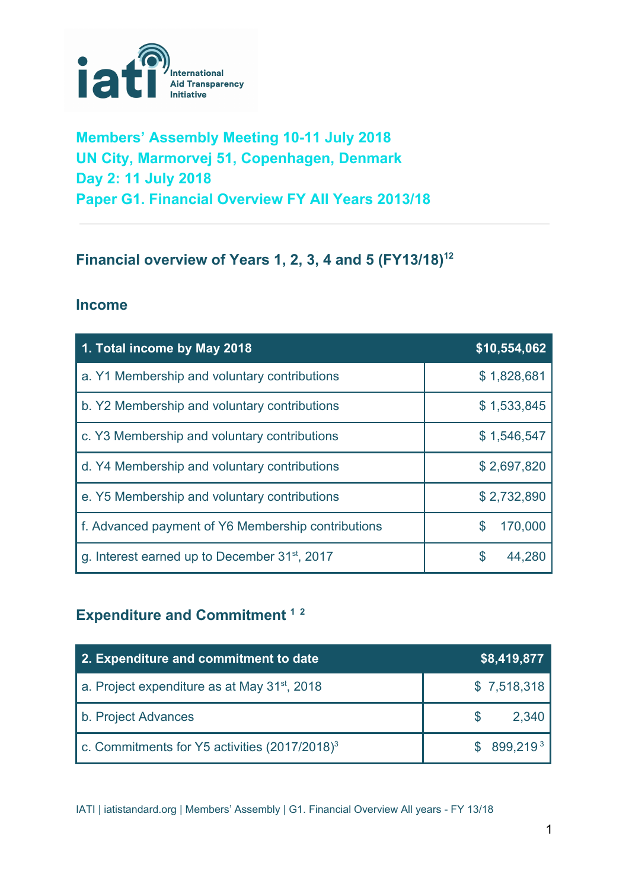**Members' Assembly Meeting 10-11 July 2018**
**UN City, Marmorvej 51, Copenhagen, Denmark**
**Day 2: 11 July 2018**
**Paper G1. Financial Overview FY All Years 2013/18**

---

## Financial overview of Years 1, 2, 3, 4 and 5 (FY13/18)[1,2]

### Income

| 1. Total income by May 2018 | $10,554,062 |
|---|---|
| a. Y1 Membership and voluntary contributions | $ 1,828,681 |
| b. Y2 Membership and voluntary contributions | $ 1,533,845 |
| c. Y3 Membership and voluntary contributions | $ 1,546,547 |
| d. Y4 Membership and voluntary contributions | $ 2,697,820 |
| e. Y5 Membership and voluntary contributions | $ 2,732,890 |
| f. Advanced payment of Y6 Membership contributions | $ 170,000 |
| g. Interest earned up to December 31st, 2017 | $ 44,280 |

### Expenditure and Commitment [1] [2]

| 2. Expenditure and commitment to date | $8,419,877 |
|---|---|
| a. Project expenditure as at May 31st, 2018 | $ 7,518,318 |
| b. Project Advances | $ 2,340 |
| c. Commitments for Y5 activities (2017/2018)[3] | $ 899,219[3] |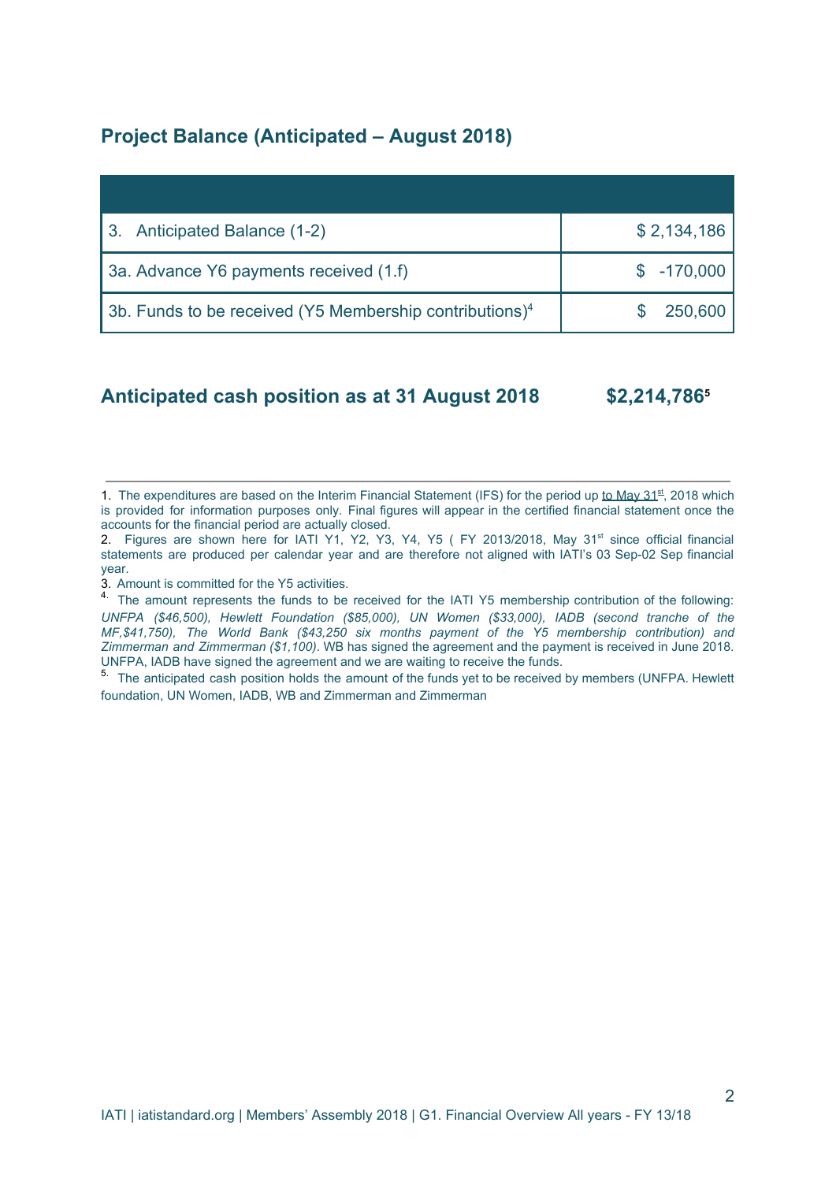## Project Balance (Anticipated – August 2018)

| | |
|---|---|
| 3. Anticipated Balance (1-2) | $ 2,134,186 |
| 3a. Advance Y6 payments received (1.f) | $ -170,000 |
| 3b. Funds to be received (Y5 Membership contributions)[4] | $ 250,600 |

**Anticipated cash position as at 31 August 2018 $2,214,786[5]**

---

1. The expenditures are based on the Interim Financial Statement (IFS) for the period up to May 31st, 2018 which is provided for information purposes only. Final figures will appear in the certified financial statement once the accounts for the financial period are actually closed.
2. Figures are shown here for IATI Y1, Y2, Y3, Y4, Y5 ( FY 2013/2018, May 31st since official financial statements are produced per calendar year and are therefore not aligned with IATI's 03 Sep-02 Sep financial year.
3. Amount is committed for the Y5 activities.
4. The amount represents the funds to be received for the IATI Y5 membership contribution of the following: *UNFPA ($46,500), Hewlett Foundation ($85,000), UN Women ($33,000), IADB (second tranche of the MF,$41,750), The World Bank ($43,250 six months payment of the Y5 membership contribution) and Zimmerman and Zimmerman ($1,100)*. WB has signed the agreement and the payment is received in June 2018. UNFPA, IADB have signed the agreement and we are waiting to receive the funds.
5. The anticipated cash position holds the amount of the funds yet to be received by members (UNFPA. Hewlett foundation, UN Women, IADB, WB and Zimmerman and Zimmerman